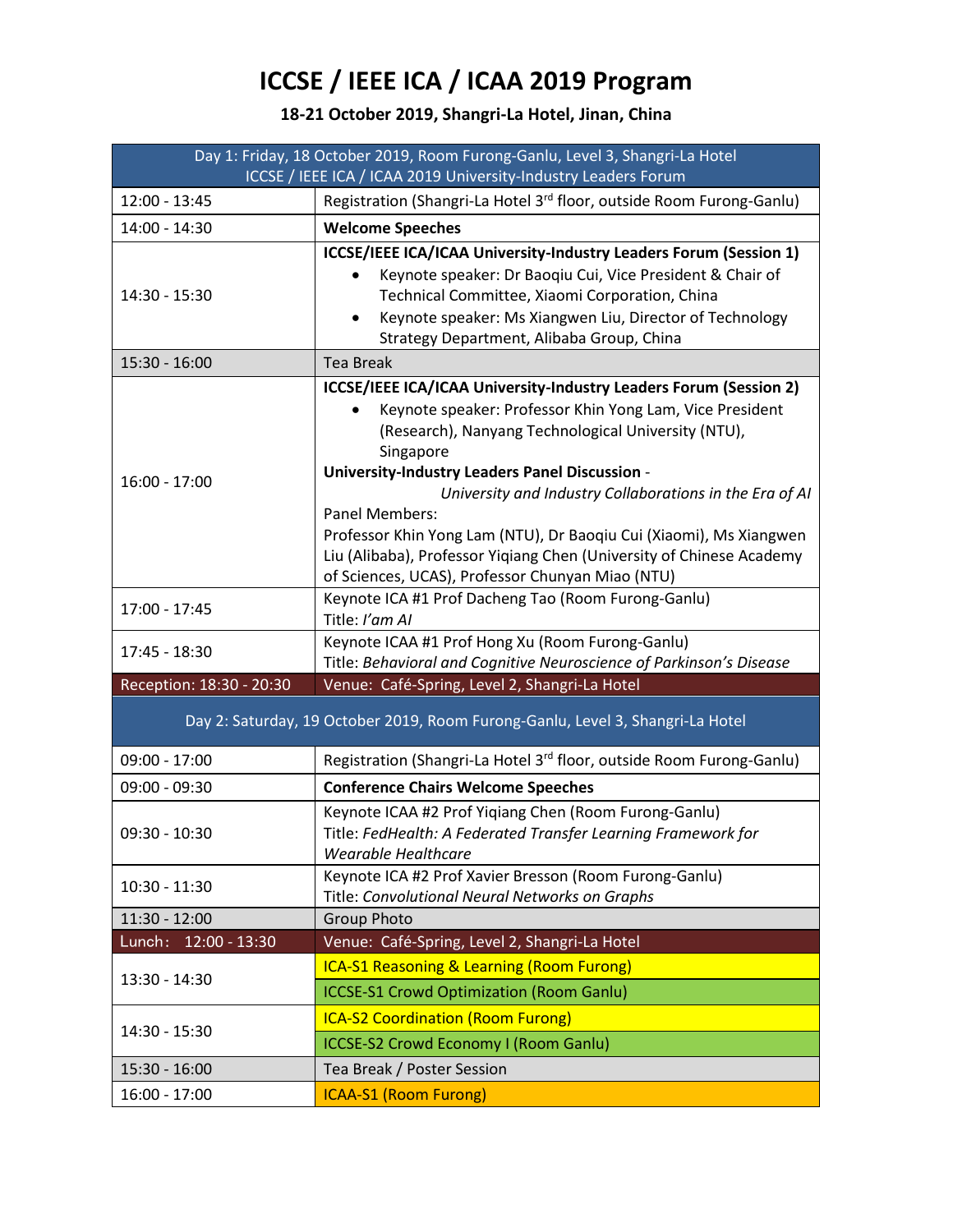# ICCSE / IEEE ICA / ICAA 2019 Program

**18-21 October 2019, Shangri-La Hotel, Jinan, China**

| Day 1: Friday, 18 October 2019, Room Furong-Ganlu, Level 3, Shangri-La Hotel<br>ICCSE / IEEE ICA / ICAA 2019 University-Industry Leaders Forum | |
|---|---|
| 12:00 - 13:45 | Registration (Shangri-La Hotel 3rd floor, outside Room Furong-Ganlu) |
| 14:00 - 14:30 | **Welcome Speeches** |
| 14:30 - 15:30 | **ICCSE/IEEE ICA/ICAA University-Industry Leaders Forum (Session 1)**<br>• Keynote speaker: Dr Baoqiu Cui, Vice President & Chair of Technical Committee, Xiaomi Corporation, China<br>• Keynote speaker: Ms Xiangwen Liu, Director of Technology Strategy Department, Alibaba Group, China |
| 15:30 - 16:00 | Tea Break |
| 16:00 - 17:00 | **ICCSE/IEEE ICA/ICAA University-Industry Leaders Forum (Session 2)**<br>• Keynote speaker: Professor Khin Yong Lam, Vice President (Research), Nanyang Technological University (NTU), Singapore<br>**University-Industry Leaders Panel Discussion** - *University and Industry Collaborations in the Era of AI*<br>Panel Members:<br>Professor Khin Yong Lam (NTU), Dr Baoqiu Cui (Xiaomi), Ms Xiangwen Liu (Alibaba), Professor Yiqiang Chen (University of Chinese Academy of Sciences, UCAS), Professor Chunyan Miao (NTU) |
| 17:00 - 17:45 | Keynote ICA #1 Prof Dacheng Tao (Room Furong-Ganlu)<br>Title: *I'am AI* |
| 17:45 - 18:30 | Keynote ICAA #1 Prof Hong Xu (Room Furong-Ganlu)<br>Title: *Behavioral and Cognitive Neuroscience of Parkinson's Disease* |
| Reception: 18:30 - 20:30 | Venue: Café-Spring, Level 2, Shangri-La Hotel |
| Day 2: Saturday, 19 October 2019, Room Furong-Ganlu, Level 3, Shangri-La Hotel | |
| 09:00 - 17:00 | Registration (Shangri-La Hotel 3rd floor, outside Room Furong-Ganlu) |
| 09:00 - 09:30 | **Conference Chairs Welcome Speeches** |
| 09:30 - 10:30 | Keynote ICAA #2 Prof Yiqiang Chen (Room Furong-Ganlu)<br>Title: *FedHealth: A Federated Transfer Learning Framework for Wearable Healthcare* |
| 10:30 - 11:30 | Keynote ICA #2 Prof Xavier Bresson (Room Furong-Ganlu)<br>Title: *Convolutional Neural Networks on Graphs* |
| 11:30 - 12:00 | Group Photo |
| Lunch: 12:00 - 13:30 | Venue: Café-Spring, Level 2, Shangri-La Hotel |
| 13:30 - 14:30 | ICA-S1 Reasoning & Learning (Room Furong)<br>ICCSE-S1 Crowd Optimization (Room Ganlu) |
| 14:30 - 15:30 | ICA-S2 Coordination (Room Furong)<br>ICCSE-S2 Crowd Economy I (Room Ganlu) |
| 15:30 - 16:00 | Tea Break / Poster Session |
| 16:00 - 17:00 | ICAA-S1 (Room Furong) |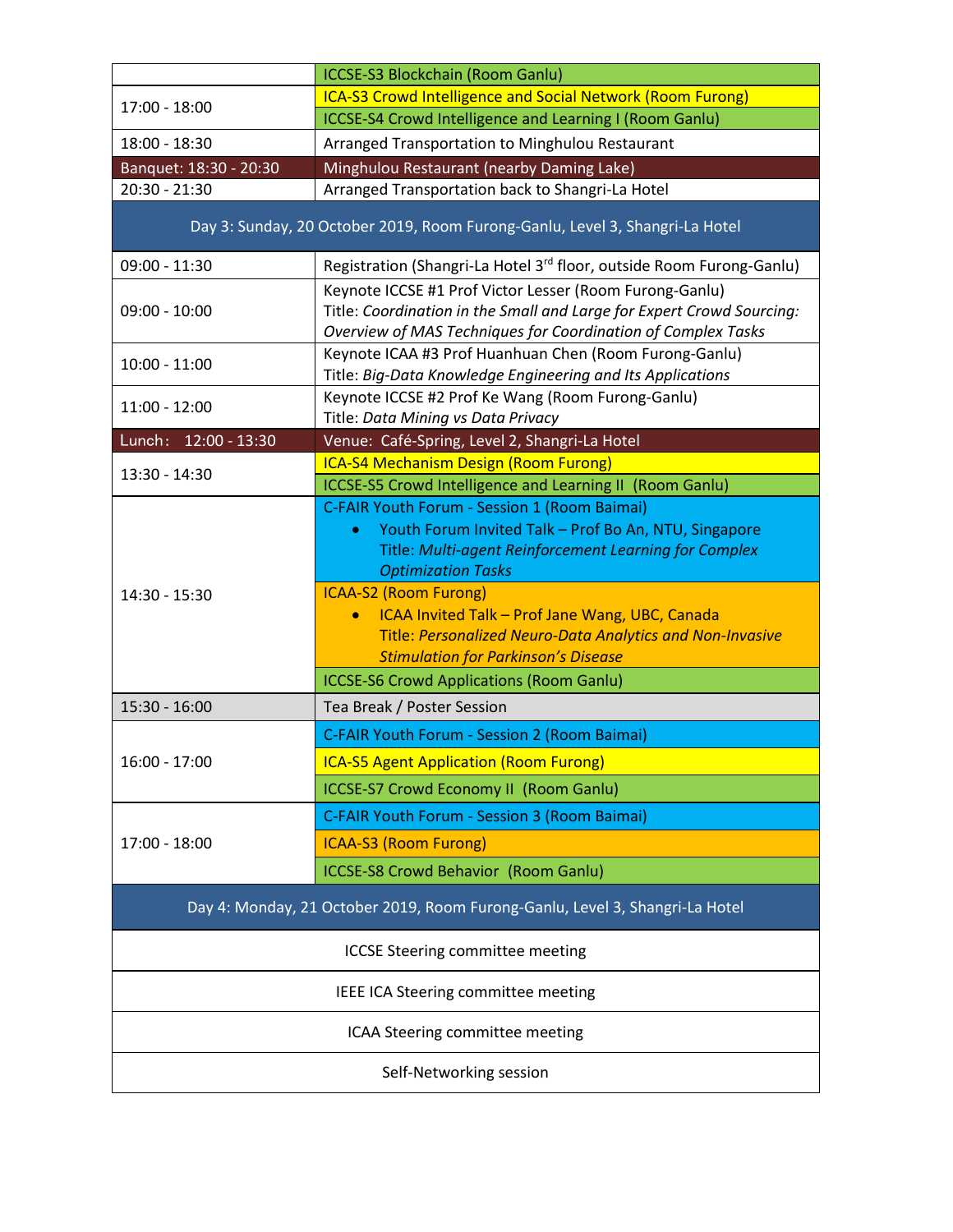| | |
|---|---|
| | ICCSE-S3 Blockchain (Room Ganlu) |
| 17:00 - 18:00 | ICA-S3 Crowd Intelligence and Social Network (Room Furong) |
| | ICCSE-S4 Crowd Intelligence and Learning I (Room Ganlu) |
| 18:00 - 18:30 | Arranged Transportation to Minghulou Restaurant |
| Banquet: 18:30 - 20:30 | Minghulou Restaurant (nearby Daming Lake) |
| 20:30 - 21:30 | Arranged Transportation back to Shangri-La Hotel |
| **Day 3: Sunday, 20 October 2019, Room Furong-Ganlu, Level 3, Shangri-La Hotel** | |
| 09:00 - 11:30 | Registration (Shangri-La Hotel 3rd floor, outside Room Furong-Ganlu) |
| 09:00 - 10:00 | Keynote ICCSE #1 Prof Victor Lesser (Room Furong-Ganlu)<br>Title: *Coordination in the Small and Large for Expert Crowd Sourcing: Overview of MAS Techniques for Coordination of Complex Tasks* |
| 10:00 - 11:00 | Keynote ICAA #3 Prof Huanhuan Chen (Room Furong-Ganlu)<br>Title: *Big-Data Knowledge Engineering and Its Applications* |
| 11:00 - 12:00 | Keynote ICCSE #2 Prof Ke Wang (Room Furong-Ganlu)<br>Title: *Data Mining vs Data Privacy* |
| Lunch: 12:00 - 13:30 | Venue: Café-Spring, Level 2, Shangri-La Hotel |
| 13:30 - 14:30 | ICA-S4 Mechanism Design (Room Furong) |
| | ICCSE-S5 Crowd Intelligence and Learning II (Room Ganlu) |
| 14:30 - 15:30 | C-FAIR Youth Forum - Session 1 (Room Baimai)<br>• Youth Forum Invited Talk – Prof Bo An, NTU, Singapore<br>Title: *Multi-agent Reinforcement Learning for Complex Optimization Tasks* |
| | ICAA-S2 (Room Furong)<br>• ICAA Invited Talk – Prof Jane Wang, UBC, Canada<br>Title: *Personalized Neuro-Data Analytics and Non-Invasive Stimulation for Parkinson's Disease* |
| | ICCSE-S6 Crowd Applications (Room Ganlu) |
| 15:30 - 16:00 | Tea Break / Poster Session |
| 16:00 - 17:00 | C-FAIR Youth Forum - Session 2 (Room Baimai) |
| | ICA-S5 Agent Application (Room Furong) |
| | ICCSE-S7 Crowd Economy II (Room Ganlu) |
| 17:00 - 18:00 | C-FAIR Youth Forum - Session 3 (Room Baimai) |
| | ICAA-S3 (Room Furong) |
| | ICCSE-S8 Crowd Behavior (Room Ganlu) |
| **Day 4: Monday, 21 October 2019, Room Furong-Ganlu, Level 3, Shangri-La Hotel** | |
| ICCSE Steering committee meeting | |
| IEEE ICA Steering committee meeting | |
| ICAA Steering committee meeting | |
| Self-Networking session | |